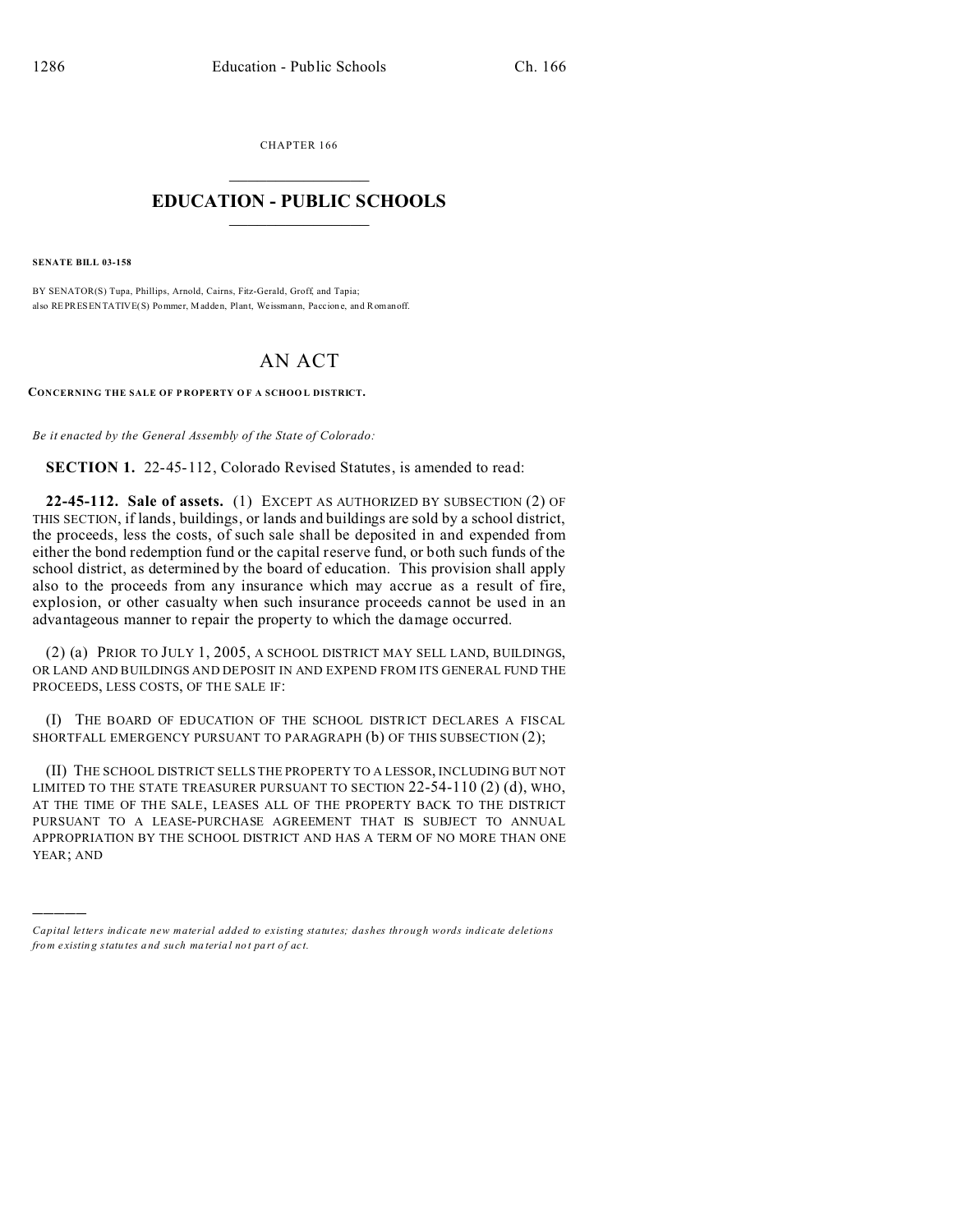CHAPTER 166

# EDUCATION - PUBLIC SCHOOLS

**SENATE BILL 03-158**

BY SENATOR(S) Tupa, Phillips, Arnold, Cairns, Fitz-Gerald, Groff, and Tapia;
also REPRESENTATIVE(S) Pommer, Madden, Plant, Weissmann, Paccione, and Romanoff.

# AN ACT

**CONCERNING THE SALE OF PROPERTY OF A SCHOOL DISTRICT.**

*Be it enacted by the General Assembly of the State of Colorado:*

**SECTION 1.** 22-45-112, Colorado Revised Statutes, is amended to read:

**22-45-112. Sale of assets.** (1) EXCEPT AS AUTHORIZED BY SUBSECTION (2) OF THIS SECTION, if lands, buildings, or lands and buildings are sold by a school district, the proceeds, less the costs, of such sale shall be deposited in and expended from either the bond redemption fund or the capital reserve fund, or both such funds of the school district, as determined by the board of education. This provision shall apply also to the proceeds from any insurance which may accrue as a result of fire, explosion, or other casualty when such insurance proceeds cannot be used in an advantageous manner to repair the property to which the damage occurred.

(2) (a) PRIOR TO JULY 1, 2005, A SCHOOL DISTRICT MAY SELL LAND, BUILDINGS, OR LAND AND BUILDINGS AND DEPOSIT IN AND EXPEND FROM ITS GENERAL FUND THE PROCEEDS, LESS COSTS, OF THE SALE IF:

(I) THE BOARD OF EDUCATION OF THE SCHOOL DISTRICT DECLARES A FISCAL SHORTFALL EMERGENCY PURSUANT TO PARAGRAPH (b) OF THIS SUBSECTION (2);

(II) THE SCHOOL DISTRICT SELLS THE PROPERTY TO A LESSOR, INCLUDING BUT NOT LIMITED TO THE STATE TREASURER PURSUANT TO SECTION 22-54-110 (2) (d), WHO, AT THE TIME OF THE SALE, LEASES ALL OF THE PROPERTY BACK TO THE DISTRICT PURSUANT TO A LEASE-PURCHASE AGREEMENT THAT IS SUBJECT TO ANNUAL APPROPRIATION BY THE SCHOOL DISTRICT AND HAS A TERM OF NO MORE THAN ONE YEAR; AND

---

*Capital letters indicate new material added to existing statutes; dashes through words indicate deletions from existing statutes and such material not part of act.*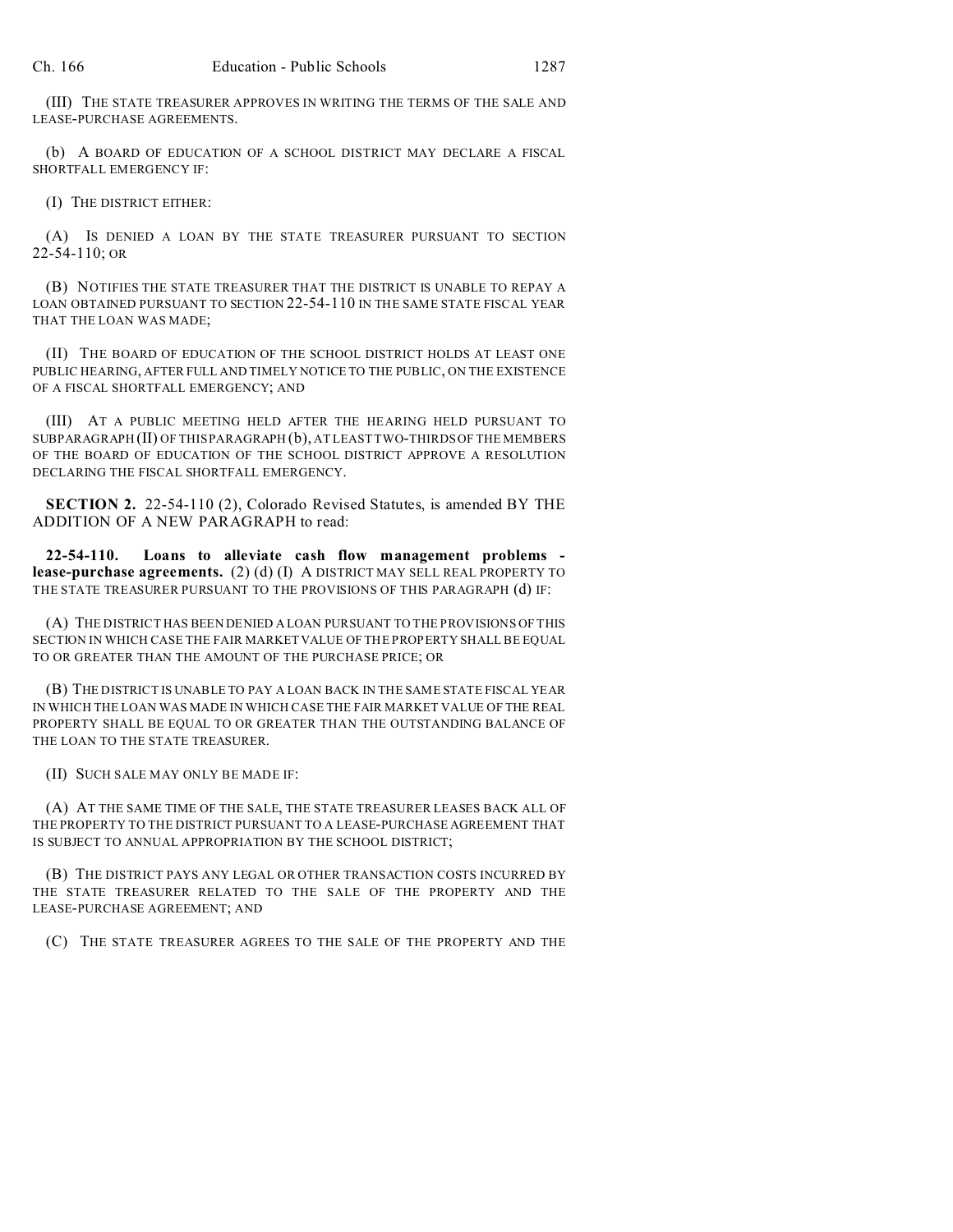(III) THE STATE TREASURER APPROVES IN WRITING THE TERMS OF THE SALE AND LEASE-PURCHASE AGREEMENTS.

(b) A BOARD OF EDUCATION OF A SCHOOL DISTRICT MAY DECLARE A FISCAL SHORTFALL EMERGENCY IF:

(I) THE DISTRICT EITHER:

(A) IS DENIED A LOAN BY THE STATE TREASURER PURSUANT TO SECTION 22-54-110; OR

(B) NOTIFIES THE STATE TREASURER THAT THE DISTRICT IS UNABLE TO REPAY A LOAN OBTAINED PURSUANT TO SECTION 22-54-110 IN THE SAME STATE FISCAL YEAR THAT THE LOAN WAS MADE;

(II) THE BOARD OF EDUCATION OF THE SCHOOL DISTRICT HOLDS AT LEAST ONE PUBLIC HEARING, AFTER FULL AND TIMELY NOTICE TO THE PUBLIC, ON THE EXISTENCE OF A FISCAL SHORTFALL EMERGENCY; AND

(III) AT A PUBLIC MEETING HELD AFTER THE HEARING HELD PURSUANT TO SUBPARAGRAPH (II) OF THIS PARAGRAPH (b), AT LEAST TWO-THIRDS OF THE MEMBERS OF THE BOARD OF EDUCATION OF THE SCHOOL DISTRICT APPROVE A RESOLUTION DECLARING THE FISCAL SHORTFALL EMERGENCY.

**SECTION 2.** 22-54-110 (2), Colorado Revised Statutes, is amended BY THE ADDITION OF A NEW PARAGRAPH to read:

**22-54-110. Loans to alleviate cash flow management problems - lease-purchase agreements.** (2) (d) (I) A DISTRICT MAY SELL REAL PROPERTY TO THE STATE TREASURER PURSUANT TO THE PROVISIONS OF THIS PARAGRAPH (d) IF:

(A) THE DISTRICT HAS BEEN DENIED A LOAN PURSUANT TO THE PROVISIONS OF THIS SECTION IN WHICH CASE THE FAIR MARKET VALUE OF THE PROPERTY SHALL BE EQUAL TO OR GREATER THAN THE AMOUNT OF THE PURCHASE PRICE; OR

(B) THE DISTRICT IS UNABLE TO PAY A LOAN BACK IN THE SAME STATE FISCAL YEAR IN WHICH THE LOAN WAS MADE IN WHICH CASE THE FAIR MARKET VALUE OF THE REAL PROPERTY SHALL BE EQUAL TO OR GREATER THAN THE OUTSTANDING BALANCE OF THE LOAN TO THE STATE TREASURER.

(II) SUCH SALE MAY ONLY BE MADE IF:

(A) AT THE SAME TIME OF THE SALE, THE STATE TREASURER LEASES BACK ALL OF THE PROPERTY TO THE DISTRICT PURSUANT TO A LEASE-PURCHASE AGREEMENT THAT IS SUBJECT TO ANNUAL APPROPRIATION BY THE SCHOOL DISTRICT;

(B) THE DISTRICT PAYS ANY LEGAL OR OTHER TRANSACTION COSTS INCURRED BY THE STATE TREASURER RELATED TO THE SALE OF THE PROPERTY AND THE LEASE-PURCHASE AGREEMENT; AND

(C) THE STATE TREASURER AGREES TO THE SALE OF THE PROPERTY AND THE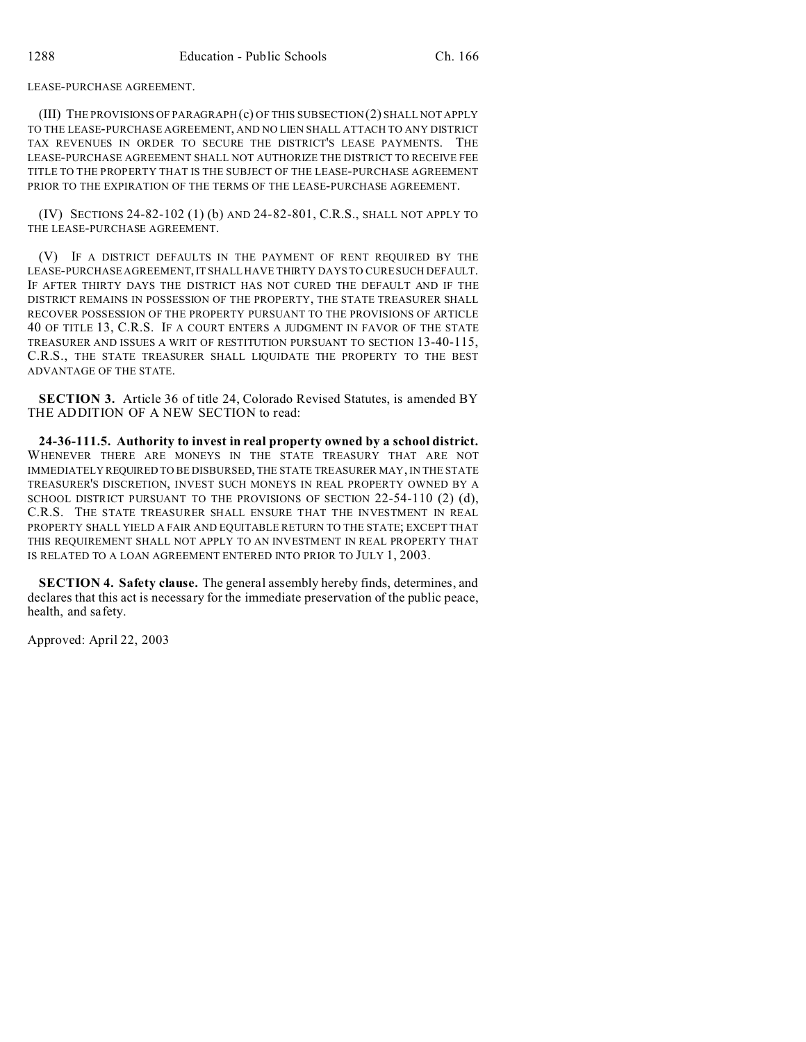LEASE-PURCHASE AGREEMENT.

(III) THE PROVISIONS OF PARAGRAPH (c) OF THIS SUBSECTION (2) SHALL NOT APPLY TO THE LEASE-PURCHASE AGREEMENT, AND NO LIEN SHALL ATTACH TO ANY DISTRICT TAX REVENUES IN ORDER TO SECURE THE DISTRICT'S LEASE PAYMENTS. THE LEASE-PURCHASE AGREEMENT SHALL NOT AUTHORIZE THE DISTRICT TO RECEIVE FEE TITLE TO THE PROPERTY THAT IS THE SUBJECT OF THE LEASE-PURCHASE AGREEMENT PRIOR TO THE EXPIRATION OF THE TERMS OF THE LEASE-PURCHASE AGREEMENT.

(IV) SECTIONS 24-82-102 (1) (b) AND 24-82-801, C.R.S., SHALL NOT APPLY TO THE LEASE-PURCHASE AGREEMENT.

(V) IF A DISTRICT DEFAULTS IN THE PAYMENT OF RENT REQUIRED BY THE LEASE-PURCHASE AGREEMENT, IT SHALL HAVE THIRTY DAYS TO CURE SUCH DEFAULT. IF AFTER THIRTY DAYS THE DISTRICT HAS NOT CURED THE DEFAULT AND IF THE DISTRICT REMAINS IN POSSESSION OF THE PROPERTY, THE STATE TREASURER SHALL RECOVER POSSESSION OF THE PROPERTY PURSUANT TO THE PROVISIONS OF ARTICLE 40 OF TITLE 13, C.R.S. IF A COURT ENTERS A JUDGMENT IN FAVOR OF THE STATE TREASURER AND ISSUES A WRIT OF RESTITUTION PURSUANT TO SECTION 13-40-115, C.R.S., THE STATE TREASURER SHALL LIQUIDATE THE PROPERTY TO THE BEST ADVANTAGE OF THE STATE.

**SECTION 3.** Article 36 of title 24, Colorado Revised Statutes, is amended BY THE ADDITION OF A NEW SECTION to read:

**24-36-111.5. Authority to invest in real property owned by a school district.** WHENEVER THERE ARE MONEYS IN THE STATE TREASURY THAT ARE NOT IMMEDIATELY REQUIRED TO BE DISBURSED, THE STATE TREASURER MAY, IN THE STATE TREASURER'S DISCRETION, INVEST SUCH MONEYS IN REAL PROPERTY OWNED BY A SCHOOL DISTRICT PURSUANT TO THE PROVISIONS OF SECTION 22-54-110 (2) (d), C.R.S. THE STATE TREASURER SHALL ENSURE THAT THE INVESTMENT IN REAL PROPERTY SHALL YIELD A FAIR AND EQUITABLE RETURN TO THE STATE; EXCEPT THAT THIS REQUIREMENT SHALL NOT APPLY TO AN INVESTMENT IN REAL PROPERTY THAT IS RELATED TO A LOAN AGREEMENT ENTERED INTO PRIOR TO JULY 1, 2003.

**SECTION 4. Safety clause.** The general assembly hereby finds, determines, and declares that this act is necessary for the immediate preservation of the public peace, health, and safety.

Approved: April 22, 2003